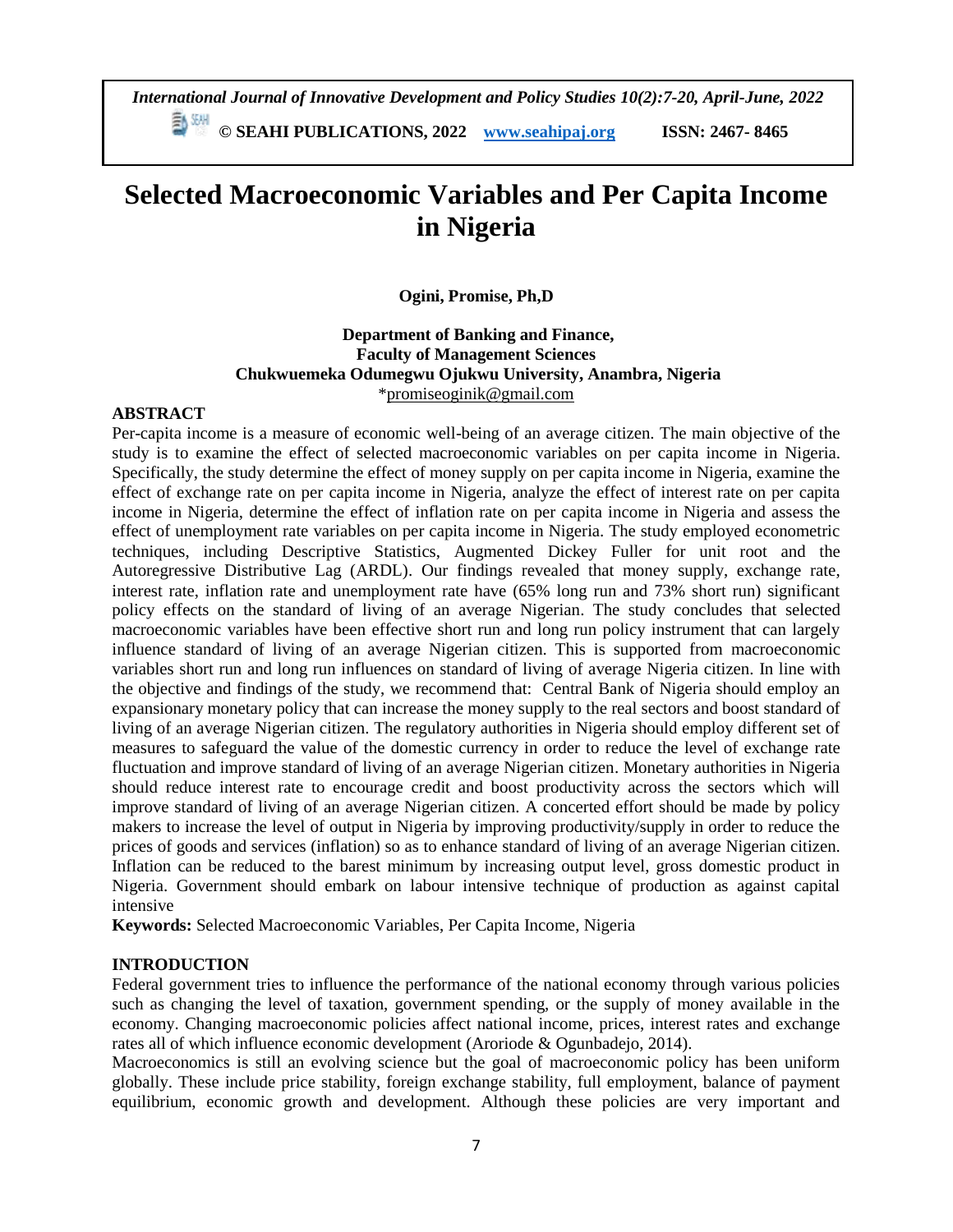*International Journal of Innovative Development and Policy Studies 10(2):7-20, April-June, 2022*

**© SEAHI PUBLICATIONS, 2022 www.seahipaj.org ISSN: 2467- 8465**

# Selected Macroeconomic Variables and Per Capita Income in Nigeria

**Ogini, Promise, Ph,D**

**Department of Banking and Finance,**
**Faculty of Management Sciences**
**Chukwuemeka Odumegwu Ojukwu University, Anambra, Nigeria**
*promiseoginik@gmail.com

## ABSTRACT

Per-capita income is a measure of economic well-being of an average citizen. The main objective of the study is to examine the effect of selected macroeconomic variables on per capita income in Nigeria. Specifically, the study determine the effect of money supply on per capita income in Nigeria, examine the effect of exchange rate on per capita income in Nigeria, analyze the effect of interest rate on per capita income in Nigeria, determine the effect of inflation rate on per capita income in Nigeria and assess the effect of unemployment rate variables on per capita income in Nigeria. The study employed econometric techniques, including Descriptive Statistics, Augmented Dickey Fuller for unit root and the Autoregressive Distributive Lag (ARDL). Our findings revealed that money supply, exchange rate, interest rate, inflation rate and unemployment rate have (65% long run and 73% short run) significant policy effects on the standard of living of an average Nigerian. The study concludes that selected macroeconomic variables have been effective short run and long run policy instrument that can largely influence standard of living of an average Nigerian citizen. This is supported from macroeconomic variables short run and long run influences on standard of living of average Nigeria citizen. In line with the objective and findings of the study, we recommend that: Central Bank of Nigeria should employ an expansionary monetary policy that can increase the money supply to the real sectors and boost standard of living of an average Nigerian citizen. The regulatory authorities in Nigeria should employ different set of measures to safeguard the value of the domestic currency in order to reduce the level of exchange rate fluctuation and improve standard of living of an average Nigerian citizen. Monetary authorities in Nigeria should reduce interest rate to encourage credit and boost productivity across the sectors which will improve standard of living of an average Nigerian citizen. A concerted effort should be made by policy makers to increase the level of output in Nigeria by improving productivity/supply in order to reduce the prices of goods and services (inflation) so as to enhance standard of living of an average Nigerian citizen. Inflation can be reduced to the barest minimum by increasing output level, gross domestic product in Nigeria. Government should embark on labour intensive technique of production as against capital intensive

**Keywords:** Selected Macroeconomic Variables, Per Capita Income, Nigeria

## INTRODUCTION

Federal government tries to influence the performance of the national economy through various policies such as changing the level of taxation, government spending, or the supply of money available in the economy. Changing macroeconomic policies affect national income, prices, interest rates and exchange rates all of which influence economic development (Aroriode & Ogunbadejo, 2014).

Macroeconomics is still an evolving science but the goal of macroeconomic policy has been uniform globally. These include price stability, foreign exchange stability, full employment, balance of payment equilibrium, economic growth and development. Although these policies are very important and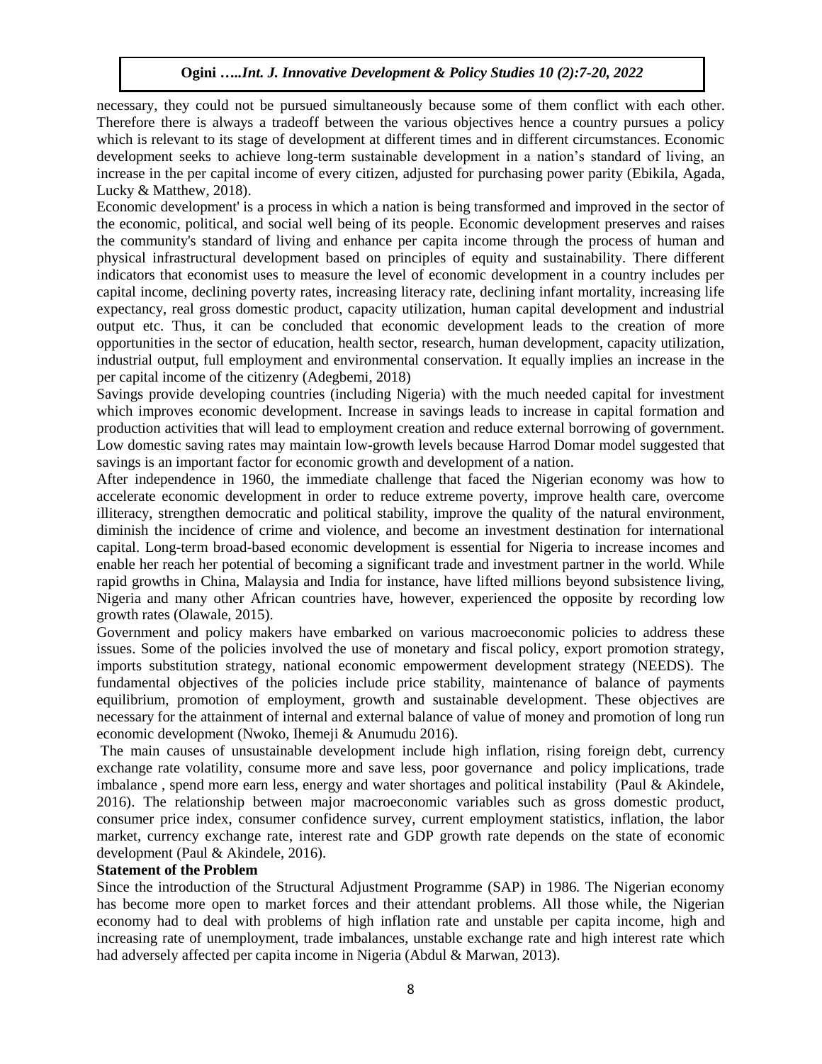necessary, they could not be pursued simultaneously because some of them conflict with each other. Therefore there is always a tradeoff between the various objectives hence a country pursues a policy which is relevant to its stage of development at different times and in different circumstances. Economic development seeks to achieve long-term sustainable development in a nation's standard of living, an increase in the per capital income of every citizen, adjusted for purchasing power parity (Ebikila, Agada, Lucky & Matthew, 2018).

Economic development' is a process in which a nation is being transformed and improved in the sector of the economic, political, and social well being of its people. Economic development preserves and raises the community's standard of living and enhance per capita income through the process of human and physical infrastructural development based on principles of equity and sustainability. There different indicators that economist uses to measure the level of economic development in a country includes per capital income, declining poverty rates, increasing literacy rate, declining infant mortality, increasing life expectancy, real gross domestic product, capacity utilization, human capital development and industrial output etc. Thus, it can be concluded that economic development leads to the creation of more opportunities in the sector of education, health sector, research, human development, capacity utilization, industrial output, full employment and environmental conservation. It equally implies an increase in the per capital income of the citizenry (Adegbemi, 2018)

Savings provide developing countries (including Nigeria) with the much needed capital for investment which improves economic development. Increase in savings leads to increase in capital formation and production activities that will lead to employment creation and reduce external borrowing of government. Low domestic saving rates may maintain low-growth levels because Harrod Domar model suggested that savings is an important factor for economic growth and development of a nation.

After independence in 1960, the immediate challenge that faced the Nigerian economy was how to accelerate economic development in order to reduce extreme poverty, improve health care, overcome illiteracy, strengthen democratic and political stability, improve the quality of the natural environment, diminish the incidence of crime and violence, and become an investment destination for international capital. Long-term broad-based economic development is essential for Nigeria to increase incomes and enable her reach her potential of becoming a significant trade and investment partner in the world. While rapid growths in China, Malaysia and India for instance, have lifted millions beyond subsistence living, Nigeria and many other African countries have, however, experienced the opposite by recording low growth rates (Olawale, 2015).

Government and policy makers have embarked on various macroeconomic policies to address these issues. Some of the policies involved the use of monetary and fiscal policy, export promotion strategy, imports substitution strategy, national economic empowerment development strategy (NEEDS). The fundamental objectives of the policies include price stability, maintenance of balance of payments equilibrium, promotion of employment, growth and sustainable development. These objectives are necessary for the attainment of internal and external balance of value of money and promotion of long run economic development (Nwoko, Ihemeji & Anumudu 2016).

The main causes of unsustainable development include high inflation, rising foreign debt, currency exchange rate volatility, consume more and save less, poor governance and policy implications, trade imbalance , spend more earn less, energy and water shortages and political instability (Paul & Akindele, 2016). The relationship between major macroeconomic variables such as gross domestic product, consumer price index, consumer confidence survey, current employment statistics, inflation, the labor market, currency exchange rate, interest rate and GDP growth rate depends on the state of economic development (Paul & Akindele, 2016).

**Statement of the Problem**

Since the introduction of the Structural Adjustment Programme (SAP) in 1986. The Nigerian economy has become more open to market forces and their attendant problems. All those while, the Nigerian economy had to deal with problems of high inflation rate and unstable per capita income, high and increasing rate of unemployment, trade imbalances, unstable exchange rate and high interest rate which had adversely affected per capita income in Nigeria (Abdul & Marwan, 2013).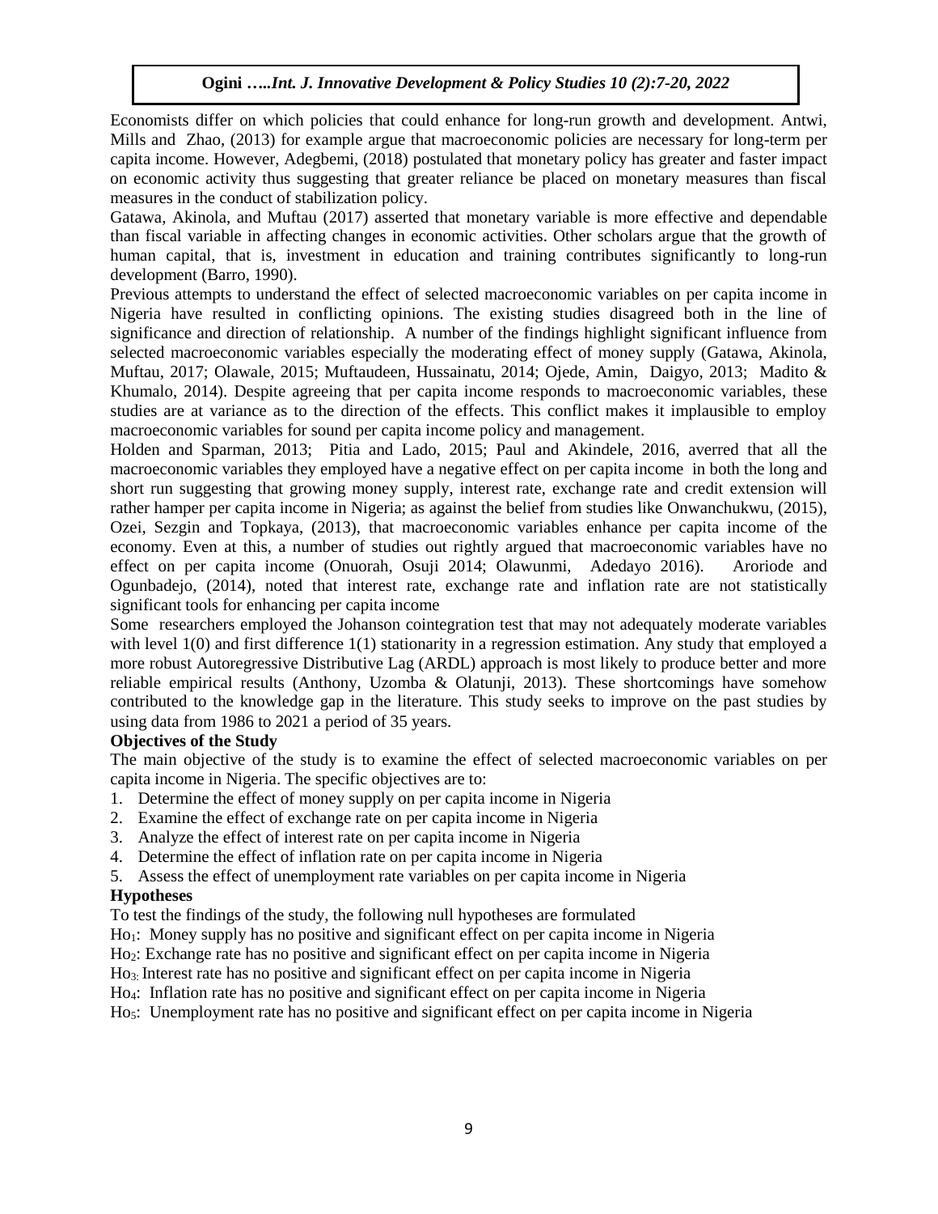Economists differ on which policies that could enhance for long-run growth and development. Antwi, Mills and Zhao, (2013) for example argue that macroeconomic policies are necessary for long-term per capita income. However, Adegbemi, (2018) postulated that monetary policy has greater and faster impact on economic activity thus suggesting that greater reliance be placed on monetary measures than fiscal measures in the conduct of stabilization policy.

Gatawa, Akinola, and Muftau (2017) asserted that monetary variable is more effective and dependable than fiscal variable in affecting changes in economic activities. Other scholars argue that the growth of human capital, that is, investment in education and training contributes significantly to long-run development (Barro, 1990).

Previous attempts to understand the effect of selected macroeconomic variables on per capita income in Nigeria have resulted in conflicting opinions. The existing studies disagreed both in the line of significance and direction of relationship. A number of the findings highlight significant influence from selected macroeconomic variables especially the moderating effect of money supply (Gatawa, Akinola, Muftau, 2017; Olawale, 2015; Muftaudeen, Hussainatu, 2014; Ojede, Amin, Daigyo, 2013; Madito & Khumalo, 2014). Despite agreeing that per capita income responds to macroeconomic variables, these studies are at variance as to the direction of the effects. This conflict makes it implausible to employ macroeconomic variables for sound per capita income policy and management.

Holden and Sparman, 2013; Pitia and Lado, 2015; Paul and Akindele, 2016, averred that all the macroeconomic variables they employed have a negative effect on per capita income in both the long and short run suggesting that growing money supply, interest rate, exchange rate and credit extension will rather hamper per capita income in Nigeria; as against the belief from studies like Onwanchukwu, (2015), Ozei, Sezgin and Topkaya, (2013), that macroeconomic variables enhance per capita income of the economy. Even at this, a number of studies out rightly argued that macroeconomic variables have no effect on per capita income (Onuorah, Osuji 2014; Olawunmi, Adedayo 2016). Aroriode and Ogunbadejo, (2014), noted that interest rate, exchange rate and inflation rate are not statistically significant tools for enhancing per capita income

Some researchers employed the Johanson cointegration test that may not adequately moderate variables with level 1(0) and first difference 1(1) stationarity in a regression estimation. Any study that employed a more robust Autoregressive Distributive Lag (ARDL) approach is most likely to produce better and more reliable empirical results (Anthony, Uzomba & Olatunji, 2013). These shortcomings have somehow contributed to the knowledge gap in the literature. This study seeks to improve on the past studies by using data from 1986 to 2021 a period of 35 years.

### Objectives of the Study

The main objective of the study is to examine the effect of selected macroeconomic variables on per capita income in Nigeria. The specific objectives are to:

1. Determine the effect of money supply on per capita income in Nigeria
2. Examine the effect of exchange rate on per capita income in Nigeria
3. Analyze the effect of interest rate on per capita income in Nigeria
4. Determine the effect of inflation rate on per capita income in Nigeria
5. Assess the effect of unemployment rate variables on per capita income in Nigeria

### Hypotheses

To test the findings of the study, the following null hypotheses are formulated

$Ho_1$: Money supply has no positive and significant effect on per capita income in Nigeria

$Ho_2$: Exchange rate has no positive and significant effect on per capita income in Nigeria

$Ho_3$: Interest rate has no positive and significant effect on per capita income in Nigeria

$Ho_4$: Inflation rate has no positive and significant effect on per capita income in Nigeria

$Ho_5$: Unemployment rate has no positive and significant effect on per capita income in Nigeria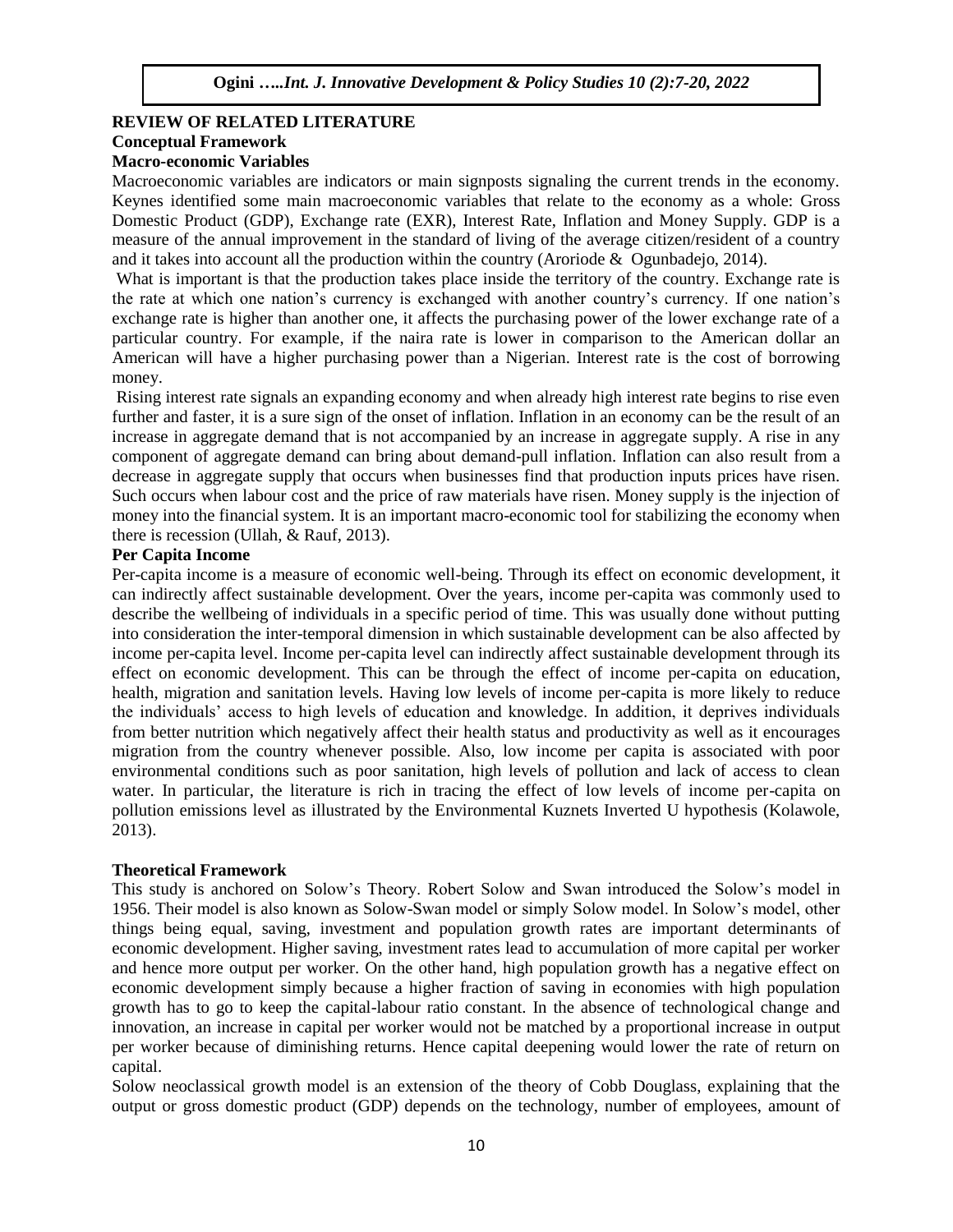## REVIEW OF RELATED LITERATURE

### Conceptual Framework

#### Macro-economic Variables

Macroeconomic variables are indicators or main signposts signaling the current trends in the economy. Keynes identified some main macroeconomic variables that relate to the economy as a whole: Gross Domestic Product (GDP), Exchange rate (EXR), Interest Rate, Inflation and Money Supply. GDP is a measure of the annual improvement in the standard of living of the average citizen/resident of a country and it takes into account all the production within the country (Aroriode & Ogunbadejo, 2014).

What is important is that the production takes place inside the territory of the country. Exchange rate is the rate at which one nation's currency is exchanged with another country's currency. If one nation's exchange rate is higher than another one, it affects the purchasing power of the lower exchange rate of a particular country. For example, if the naira rate is lower in comparison to the American dollar an American will have a higher purchasing power than a Nigerian. Interest rate is the cost of borrowing money.

Rising interest rate signals an expanding economy and when already high interest rate begins to rise even further and faster, it is a sure sign of the onset of inflation. Inflation in an economy can be the result of an increase in aggregate demand that is not accompanied by an increase in aggregate supply. A rise in any component of aggregate demand can bring about demand-pull inflation. Inflation can also result from a decrease in aggregate supply that occurs when businesses find that production inputs prices have risen. Such occurs when labour cost and the price of raw materials have risen. Money supply is the injection of money into the financial system. It is an important macro-economic tool for stabilizing the economy when there is recession (Ullah, & Rauf, 2013).

#### Per Capita Income

Per-capita income is a measure of economic well-being. Through its effect on economic development, it can indirectly affect sustainable development. Over the years, income per-capita was commonly used to describe the wellbeing of individuals in a specific period of time. This was usually done without putting into consideration the inter-temporal dimension in which sustainable development can be also affected by income per-capita level. Income per-capita level can indirectly affect sustainable development through its effect on economic development. This can be through the effect of income per-capita on education, health, migration and sanitation levels. Having low levels of income per-capita is more likely to reduce the individuals' access to high levels of education and knowledge. In addition, it deprives individuals from better nutrition which negatively affect their health status and productivity as well as it encourages migration from the country whenever possible. Also, low income per capita is associated with poor environmental conditions such as poor sanitation, high levels of pollution and lack of access to clean water. In particular, the literature is rich in tracing the effect of low levels of income per-capita on pollution emissions level as illustrated by the Environmental Kuznets Inverted U hypothesis (Kolawole, 2013).

### Theoretical Framework

This study is anchored on Solow's Theory. Robert Solow and Swan introduced the Solow's model in 1956. Their model is also known as Solow-Swan model or simply Solow model. In Solow's model, other things being equal, saving, investment and population growth rates are important determinants of economic development. Higher saving, investment rates lead to accumulation of more capital per worker and hence more output per worker. On the other hand, high population growth has a negative effect on economic development simply because a higher fraction of saving in economies with high population growth has to go to keep the capital-labour ratio constant. In the absence of technological change and innovation, an increase in capital per worker would not be matched by a proportional increase in output per worker because of diminishing returns. Hence capital deepening would lower the rate of return on capital.

Solow neoclassical growth model is an extension of the theory of Cobb Douglass, explaining that the output or gross domestic product (GDP) depends on the technology, number of employees, amount of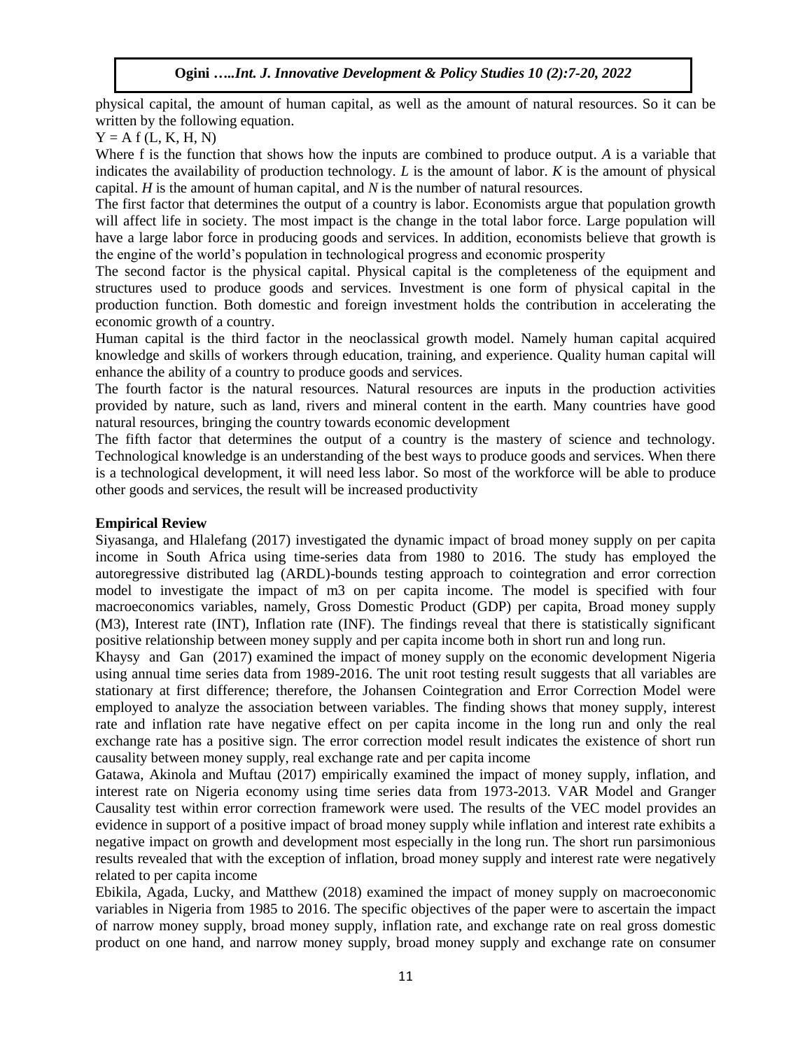physical capital, the amount of human capital, as well as the amount of natural resources. So it can be written by the following equation.

$Y = A\ f\ (L, K, H, N)$

Where f is the function that shows how the inputs are combined to produce output. *A* is a variable that indicates the availability of production technology. *L* is the amount of labor. *K* is the amount of physical capital. *H* is the amount of human capital, and *N* is the number of natural resources.

The first factor that determines the output of a country is labor. Economists argue that population growth will affect life in society. The most impact is the change in the total labor force. Large population will have a large labor force in producing goods and services. In addition, economists believe that growth is the engine of the world's population in technological progress and economic prosperity

The second factor is the physical capital. Physical capital is the completeness of the equipment and structures used to produce goods and services. Investment is one form of physical capital in the production function. Both domestic and foreign investment holds the contribution in accelerating the economic growth of a country.

Human capital is the third factor in the neoclassical growth model. Namely human capital acquired knowledge and skills of workers through education, training, and experience. Quality human capital will enhance the ability of a country to produce goods and services.

The fourth factor is the natural resources. Natural resources are inputs in the production activities provided by nature, such as land, rivers and mineral content in the earth. Many countries have good natural resources, bringing the country towards economic development

The fifth factor that determines the output of a country is the mastery of science and technology. Technological knowledge is an understanding of the best ways to produce goods and services. When there is a technological development, it will need less labor. So most of the workforce will be able to produce other goods and services, the result will be increased productivity

**Empirical Review**

Siyasanga, and Hlalefang (2017) investigated the dynamic impact of broad money supply on per capita income in South Africa using time-series data from 1980 to 2016. The study has employed the autoregressive distributed lag (ARDL)-bounds testing approach to cointegration and error correction model to investigate the impact of m3 on per capita income. The model is specified with four macroeconomics variables, namely, Gross Domestic Product (GDP) per capita, Broad money supply (M3), Interest rate (INT), Inflation rate (INF). The findings reveal that there is statistically significant positive relationship between money supply and per capita income both in short run and long run.

Khaysy and Gan (2017) examined the impact of money supply on the economic development Nigeria using annual time series data from 1989-2016. The unit root testing result suggests that all variables are stationary at first difference; therefore, the Johansen Cointegration and Error Correction Model were employed to analyze the association between variables. The finding shows that money supply, interest rate and inflation rate have negative effect on per capita income in the long run and only the real exchange rate has a positive sign. The error correction model result indicates the existence of short run causality between money supply, real exchange rate and per capita income

Gatawa, Akinola and Muftau (2017) empirically examined the impact of money supply, inflation, and interest rate on Nigeria economy using time series data from 1973-2013. VAR Model and Granger Causality test within error correction framework were used. The results of the VEC model provides an evidence in support of a positive impact of broad money supply while inflation and interest rate exhibits a negative impact on growth and development most especially in the long run. The short run parsimonious results revealed that with the exception of inflation, broad money supply and interest rate were negatively related to per capita income

Ebikila, Agada, Lucky, and Matthew (2018) examined the impact of money supply on macroeconomic variables in Nigeria from 1985 to 2016. The specific objectives of the paper were to ascertain the impact of narrow money supply, broad money supply, inflation rate, and exchange rate on real gross domestic product on one hand, and narrow money supply, broad money supply and exchange rate on consumer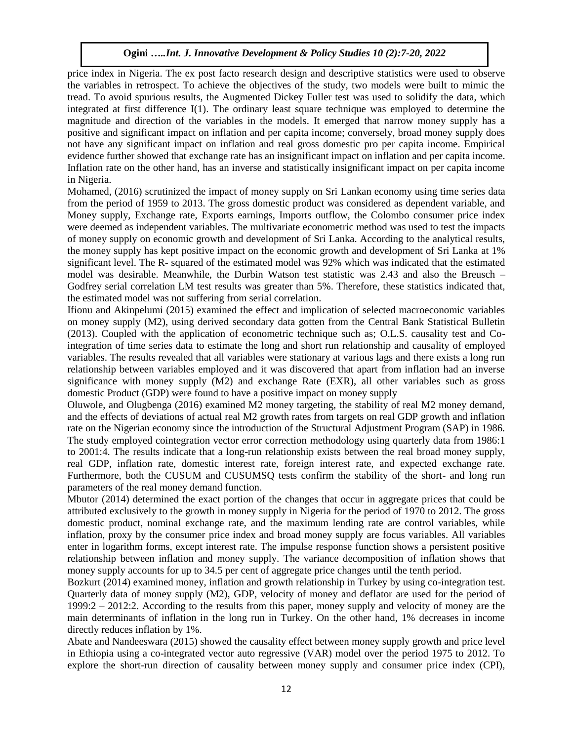price index in Nigeria. The ex post facto research design and descriptive statistics were used to observe the variables in retrospect. To achieve the objectives of the study, two models were built to mimic the tread. To avoid spurious results, the Augmented Dickey Fuller test was used to solidify the data, which integrated at first difference I(1). The ordinary least square technique was employed to determine the magnitude and direction of the variables in the models. It emerged that narrow money supply has a positive and significant impact on inflation and per capita income; conversely, broad money supply does not have any significant impact on inflation and real gross domestic pro per capita income. Empirical evidence further showed that exchange rate has an insignificant impact on inflation and per capita income. Inflation rate on the other hand, has an inverse and statistically insignificant impact on per capita income in Nigeria.

Mohamed, (2016) scrutinized the impact of money supply on Sri Lankan economy using time series data from the period of 1959 to 2013. The gross domestic product was considered as dependent variable, and Money supply, Exchange rate, Exports earnings, Imports outflow, the Colombo consumer price index were deemed as independent variables. The multivariate econometric method was used to test the impacts of money supply on economic growth and development of Sri Lanka. According to the analytical results, the money supply has kept positive impact on the economic growth and development of Sri Lanka at 1% significant level. The R- squared of the estimated model was 92% which was indicated that the estimated model was desirable. Meanwhile, the Durbin Watson test statistic was 2.43 and also the Breusch – Godfrey serial correlation LM test results was greater than 5%. Therefore, these statistics indicated that, the estimated model was not suffering from serial correlation.

Ifionu and Akinpelumi (2015) examined the effect and implication of selected macroeconomic variables on money supply (M2), using derived secondary data gotten from the Central Bank Statistical Bulletin (2013). Coupled with the application of econometric technique such as; O.L.S. causality test and Co-integration of time series data to estimate the long and short run relationship and causality of employed variables. The results revealed that all variables were stationary at various lags and there exists a long run relationship between variables employed and it was discovered that apart from inflation had an inverse significance with money supply (M2) and exchange Rate (EXR), all other variables such as gross domestic Product (GDP) were found to have a positive impact on money supply

Oluwole, and Olugbenga (2016) examined M2 money targeting, the stability of real M2 money demand, and the effects of deviations of actual real M2 growth rates from targets on real GDP growth and inflation rate on the Nigerian economy since the introduction of the Structural Adjustment Program (SAP) in 1986. The study employed cointegration vector error correction methodology using quarterly data from 1986:1 to 2001:4. The results indicate that a long-run relationship exists between the real broad money supply, real GDP, inflation rate, domestic interest rate, foreign interest rate, and expected exchange rate. Furthermore, both the CUSUM and CUSUMSQ tests confirm the stability of the short- and long run parameters of the real money demand function.

Mbutor (2014) determined the exact portion of the changes that occur in aggregate prices that could be attributed exclusively to the growth in money supply in Nigeria for the period of 1970 to 2012. The gross domestic product, nominal exchange rate, and the maximum lending rate are control variables, while inflation, proxy by the consumer price index and broad money supply are focus variables. All variables enter in logarithm forms, except interest rate. The impulse response function shows a persistent positive relationship between inflation and money supply. The variance decomposition of inflation shows that money supply accounts for up to 34.5 per cent of aggregate price changes until the tenth period.

Bozkurt (2014) examined money, inflation and growth relationship in Turkey by using co-integration test. Quarterly data of money supply (M2), GDP, velocity of money and deflator are used for the period of 1999:2 – 2012:2. According to the results from this paper, money supply and velocity of money are the main determinants of inflation in the long run in Turkey. On the other hand, 1% decreases in income directly reduces inflation by 1%.

Abate and Nandeeswara (2015) showed the causality effect between money supply growth and price level in Ethiopia using a co-integrated vector auto regressive (VAR) model over the period 1975 to 2012. To explore the short-run direction of causality between money supply and consumer price index (CPI),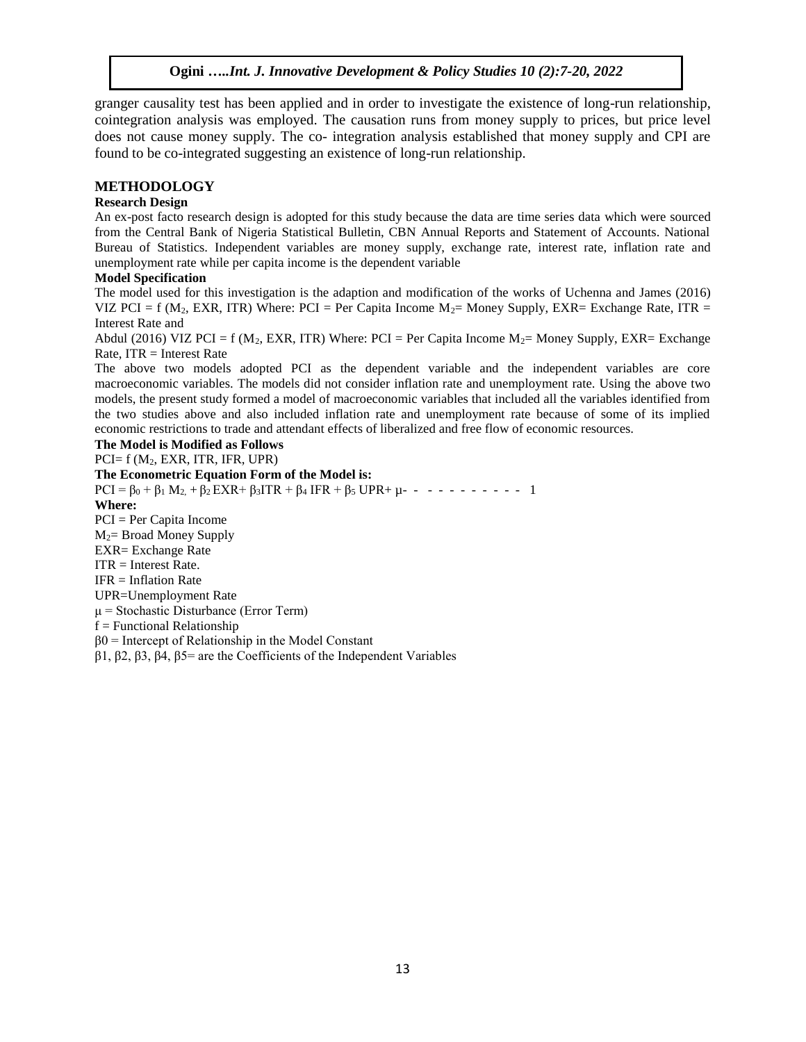granger causality test has been applied and in order to investigate the existence of long-run relationship, cointegration analysis was employed. The causation runs from money supply to prices, but price level does not cause money supply. The co- integration analysis established that money supply and CPI are found to be co-integrated suggesting an existence of long-run relationship.

## METHODOLOGY

### Research Design

An ex-post facto research design is adopted for this study because the data are time series data which were sourced from the Central Bank of Nigeria Statistical Bulletin, CBN Annual Reports and Statement of Accounts. National Bureau of Statistics. Independent variables are money supply, exchange rate, interest rate, inflation rate and unemployment rate while per capita income is the dependent variable

### Model Specification

The model used for this investigation is the adaption and modification of the works of Uchenna and James (2016) VIZ PCI = f ($M_2$, EXR, ITR) Where: PCI = Per Capita Income $M_2$= Money Supply, EXR= Exchange Rate, ITR = Interest Rate and

Abdul (2016) VIZ PCI = f ($M_2$, EXR, ITR) Where: PCI = Per Capita Income $M_2$= Money Supply, EXR= Exchange Rate, ITR = Interest Rate

The above two models adopted PCI as the dependent variable and the independent variables are core macroeconomic variables. The models did not consider inflation rate and unemployment rate. Using the above two models, the present study formed a model of macroeconomic variables that included all the variables identified from the two studies above and also included inflation rate and unemployment rate because of some of its implied economic restrictions to trade and attendant effects of liberalized and free flow of economic resources.

**The Model is Modified as Follows**

PCI= f ($M_2$, EXR, ITR, IFR, UPR)

**The Econometric Equation Form of the Model is:**

$$PCI = \beta_0 + \beta_1 M_2, + \beta_2 EXR + \beta_3 ITR + \beta_4 IFR + \beta_5 UPR + \mu \quad \text{- - - - - - - - - - -} \quad 1$$

**Where:**

PCI = Per Capita Income

$M_2$= Broad Money Supply

EXR= Exchange Rate

ITR = Interest Rate.

IFR = Inflation Rate

UPR=Unemployment Rate

$\mu$ = Stochastic Disturbance (Error Term)

f = Functional Relationship

$\beta 0$ = Intercept of Relationship in the Model Constant

$\beta 1$, $\beta 2$, $\beta 3$, $\beta 4$, $\beta 5$= are the Coefficients of the Independent Variables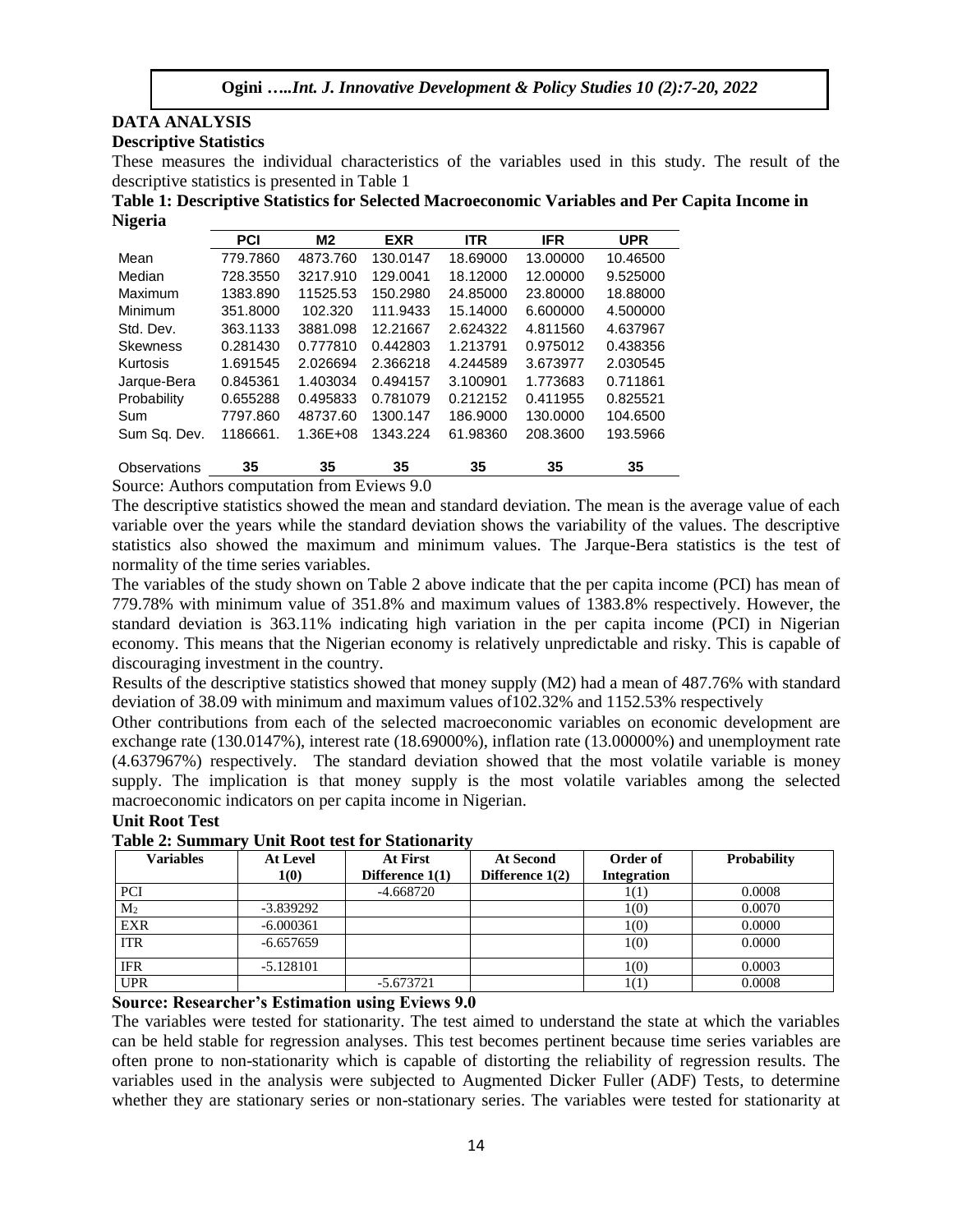## DATA ANALYSIS

### Descriptive Statistics

These measures the individual characteristics of the variables used in this study. The result of the descriptive statistics is presented in Table 1

**Table 1: Descriptive Statistics for Selected Macroeconomic Variables and Per Capita Income in Nigeria**

| | PCI | M2 | EXR | ITR | IFR | UPR |
|---|---|---|---|---|---|---|
| Mean | 779.7860 | 4873.760 | 130.0147 | 18.69000 | 13.00000 | 10.46500 |
| Median | 728.3550 | 3217.910 | 129.0041 | 18.12000 | 12.00000 | 9.525000 |
| Maximum | 1383.890 | 11525.53 | 150.2980 | 24.85000 | 23.80000 | 18.88000 |
| Minimum | 351.8000 | 102.320 | 111.9433 | 15.14000 | 6.600000 | 4.500000 |
| Std. Dev. | 363.1133 | 3881.098 | 12.21667 | 2.624322 | 4.811560 | 4.637967 |
| Skewness | 0.281430 | 0.777810 | 0.442803 | 1.213791 | 0.975012 | 0.438356 |
| Kurtosis | 1.691545 | 2.026694 | 2.366218 | 4.244589 | 3.673977 | 2.030545 |
| Jarque-Bera | 0.845361 | 1.403034 | 0.494157 | 3.100901 | 1.773683 | 0.711861 |
| Probability | 0.655288 | 0.495833 | 0.781079 | 0.212152 | 0.411955 | 0.825521 |
| Sum | 7797.860 | 48737.60 | 1300.147 | 186.9000 | 130.0000 | 104.6500 |
| Sum Sq. Dev. | 1186661. | 1.36E+08 | 1343.224 | 61.98360 | 208.3600 | 193.5966 |
| Observations | 35 | 35 | 35 | 35 | 35 | 35 |

Source: Authors computation from Eviews 9.0

The descriptive statistics showed the mean and standard deviation. The mean is the average value of each variable over the years while the standard deviation shows the variability of the values. The descriptive statistics also showed the maximum and minimum values. The Jarque-Bera statistics is the test of normality of the time series variables.

The variables of the study shown on Table 2 above indicate that the per capita income (PCI) has mean of 779.78% with minimum value of 351.8% and maximum values of 1383.8% respectively. However, the standard deviation is 363.11% indicating high variation in the per capita income (PCI) in Nigerian economy. This means that the Nigerian economy is relatively unpredictable and risky. This is capable of discouraging investment in the country.

Results of the descriptive statistics showed that money supply (M2) had a mean of 487.76% with standard deviation of 38.09 with minimum and maximum values of102.32% and 1152.53% respectively

Other contributions from each of the selected macroeconomic variables on economic development are exchange rate (130.0147%), interest rate (18.69000%), inflation rate (13.00000%) and unemployment rate (4.637967%) respectively. The standard deviation showed that the most volatile variable is money supply. The implication is that money supply is the most volatile variables among the selected macroeconomic indicators on per capita income in Nigerian.

### Unit Root Test

**Table 2: Summary Unit Root test for Stationarity**

| Variables | At Level 1(0) | At First Difference 1(1) | At Second Difference 1(2) | Order of Integration | Probability |
|---|---|---|---|---|---|
| PCI | | -4.668720 | | 1(1) | 0.0008 |
| $M_2$ | -3.839292 | | | 1(0) | 0.0070 |
| EXR | -6.000361 | | | 1(0) | 0.0000 |
| ITR | -6.657659 | | | 1(0) | 0.0000 |
| IFR | -5.128101 | | | 1(0) | 0.0003 |
| UPR | | -5.673721 | | 1(1) | 0.0008 |

**Source: Researcher's Estimation using Eviews 9.0**

The variables were tested for stationarity. The test aimed to understand the state at which the variables can be held stable for regression analyses. This test becomes pertinent because time series variables are often prone to non-stationarity which is capable of distorting the reliability of regression results. The variables used in the analysis were subjected to Augmented Dicker Fuller (ADF) Tests, to determine whether they are stationary series or non-stationary series. The variables were tested for stationarity at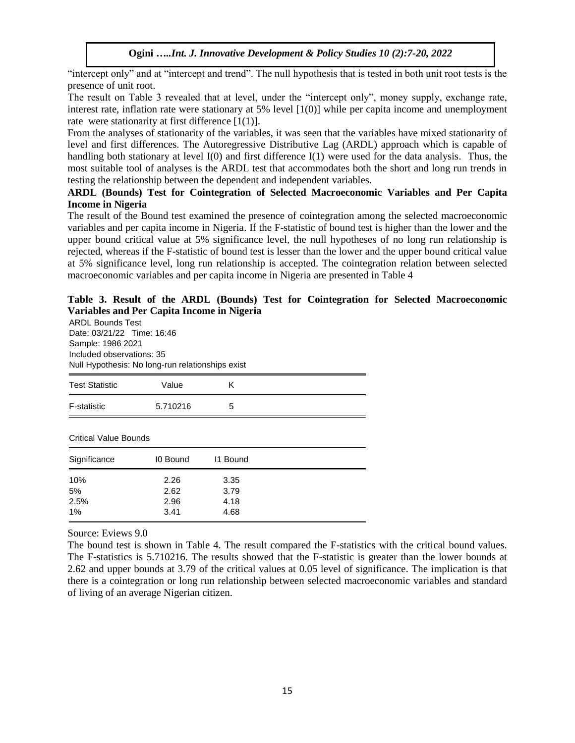"intercept only" and at "intercept and trend". The null hypothesis that is tested in both unit root tests is the presence of unit root.

The result on Table 3 revealed that at level, under the "intercept only", money supply, exchange rate, interest rate, inflation rate were stationary at 5% level [1(0)] while per capita income and unemployment rate were stationarity at first difference [1(1)].

From the analyses of stationarity of the variables, it was seen that the variables have mixed stationarity of level and first differences. The Autoregressive Distributive Lag (ARDL) approach which is capable of handling both stationary at level I(0) and first difference I(1) were used for the data analysis. Thus, the most suitable tool of analyses is the ARDL test that accommodates both the short and long run trends in testing the relationship between the dependent and independent variables.

**ARDL (Bounds) Test for Cointegration of Selected Macroeconomic Variables and Per Capita Income in Nigeria**

The result of the Bound test examined the presence of cointegration among the selected macroeconomic variables and per capita income in Nigeria. If the F-statistic of bound test is higher than the lower and the upper bound critical value at 5% significance level, the null hypotheses of no long run relationship is rejected, whereas if the F-statistic of bound test is lesser than the lower and the upper bound critical value at 5% significance level, long run relationship is accepted. The cointegration relation between selected macroeconomic variables and per capita income in Nigeria are presented in Table 4

**Table 3. Result of the ARDL (Bounds) Test for Cointegration for Selected Macroeconomic Variables and Per Capita Income in Nigeria**

ARDL Bounds Test
Date: 03/21/22 Time: 16:46
Sample: 1986 2021
Included observations: 35
Null Hypothesis: No long-run relationships exist

| Test Statistic | Value | K |
|---|---|---|
| F-statistic | 5.710216 | 5 |

Critical Value Bounds

| Significance | I0 Bound | I1 Bound |
|---|---|---|
| 10% | 2.26 | 3.35 |
| 5% | 2.62 | 3.79 |
| 2.5% | 2.96 | 4.18 |
| 1% | 3.41 | 4.68 |

Source: Eviews 9.0

The bound test is shown in Table 4. The result compared the F-statistics with the critical bound values. The F-statistics is 5.710216. The results showed that the F-statistic is greater than the lower bounds at 2.62 and upper bounds at 3.79 of the critical values at 0.05 level of significance. The implication is that there is a cointegration or long run relationship between selected macroeconomic variables and standard of living of an average Nigerian citizen.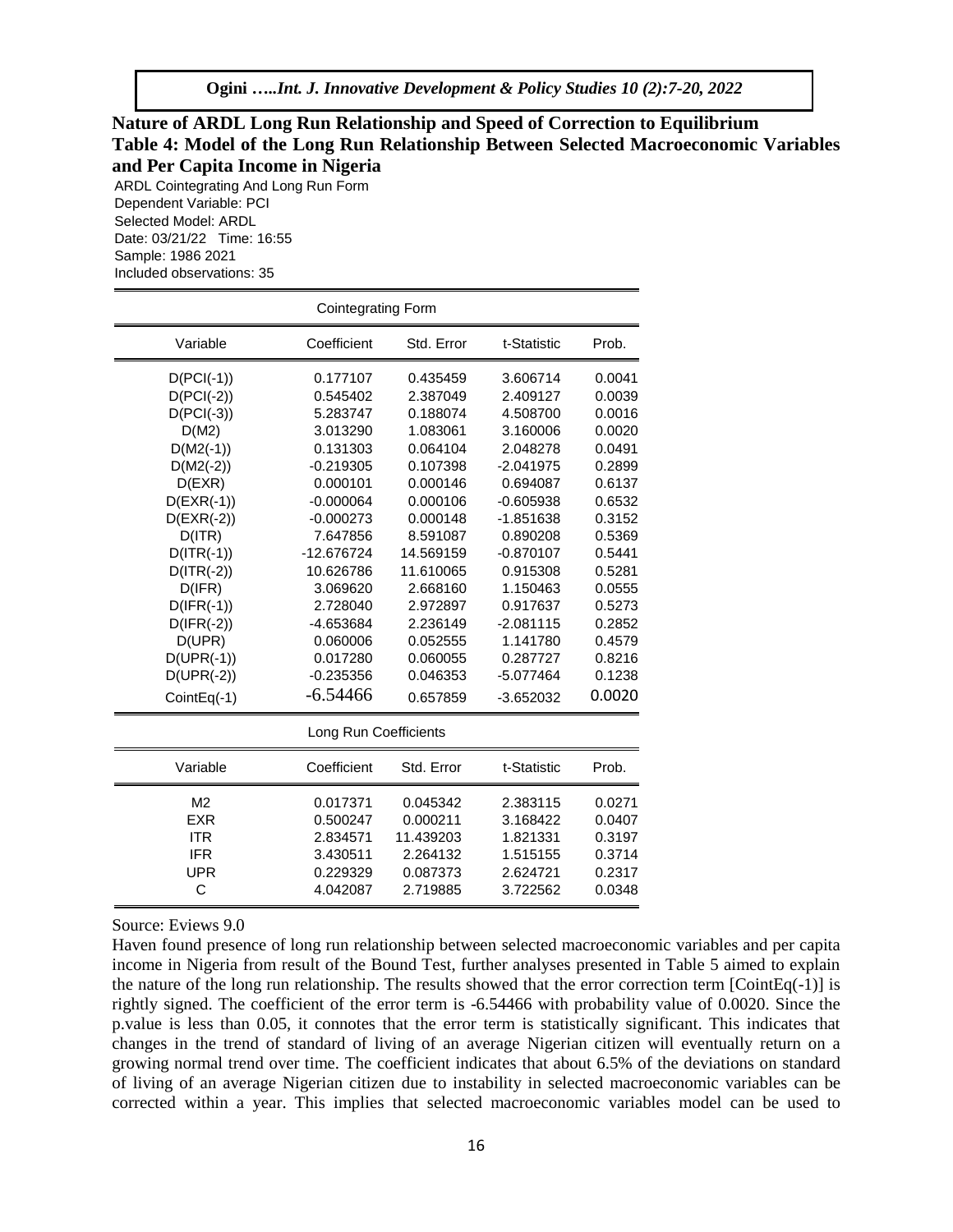## Nature of ARDL Long Run Relationship and Speed of Correction to Equilibrium

### Table 4: Model of the Long Run Relationship Between Selected Macroeconomic Variables and Per Capita Income in Nigeria

ARDL Cointegrating And Long Run Form
Dependent Variable: PCI
Selected Model: ARDL
Date: 03/21/22 Time: 16:55
Sample: 1986 2021
Included observations: 35

| Cointegrating Form | | | | |
|---|---|---|---|---|
| Variable | Coefficient | Std. Error | t-Statistic | Prob. |
| D(PCI(-1)) | 0.177107 | 0.435459 | 3.606714 | 0.0041 |
| D(PCI(-2)) | 0.545402 | 2.387049 | 2.409127 | 0.0039 |
| D(PCI(-3)) | 5.283747 | 0.188074 | 4.508700 | 0.0016 |
| D(M2) | 3.013290 | 1.083061 | 3.160006 | 0.0020 |
| D(M2(-1)) | 0.131303 | 0.064104 | 2.048278 | 0.0491 |
| D(M2(-2)) | -0.219305 | 0.107398 | -2.041975 | 0.2899 |
| D(EXR) | 0.000101 | 0.000146 | 0.694087 | 0.6137 |
| D(EXR(-1)) | -0.000064 | 0.000106 | -0.605938 | 0.6532 |
| D(EXR(-2)) | -0.000273 | 0.000148 | -1.851638 | 0.3152 |
| D(ITR) | 7.647856 | 8.591087 | 0.890208 | 0.5369 |
| D(ITR(-1)) | -12.676724 | 14.569159 | -0.870107 | 0.5441 |
| D(ITR(-2)) | 10.626786 | 11.610065 | 0.915308 | 0.5281 |
| D(IFR) | 3.069620 | 2.668160 | 1.150463 | 0.0555 |
| D(IFR(-1)) | 2.728040 | 2.972897 | 0.917637 | 0.5273 |
| D(IFR(-2)) | -4.653684 | 2.236149 | -2.081115 | 0.2852 |
| D(UPR) | 0.060006 | 0.052555 | 1.141780 | 0.4579 |
| D(UPR(-1)) | 0.017280 | 0.060055 | 0.287727 | 0.8216 |
| D(UPR(-2)) | -0.235356 | 0.046353 | -5.077464 | 0.1238 |
| CointEq(-1) | -6.54466 | 0.657859 | -3.652032 | 0.0020 |

| Long Run Coefficients | | | | |
|---|---|---|---|---|
| Variable | Coefficient | Std. Error | t-Statistic | Prob. |
| M2 | 0.017371 | 0.045342 | 2.383115 | 0.0271 |
| EXR | 0.500247 | 0.000211 | 3.168422 | 0.0407 |
| ITR | 2.834571 | 11.439203 | 1.821331 | 0.3197 |
| IFR | 3.430511 | 2.264132 | 1.515155 | 0.3714 |
| UPR | 0.229329 | 0.087373 | 2.624721 | 0.2317 |
| C | 4.042087 | 2.719885 | 3.722562 | 0.0348 |

Source: Eviews 9.0

Haven found presence of long run relationship between selected macroeconomic variables and per capita income in Nigeria from result of the Bound Test, further analyses presented in Table 5 aimed to explain the nature of the long run relationship. The results showed that the error correction term [CointEq(-1)] is rightly signed. The coefficient of the error term is -6.54466 with probability value of 0.0020. Since the p.value is less than 0.05, it connotes that the error term is statistically significant. This indicates that changes in the trend of standard of living of an average Nigerian citizen will eventually return on a growing normal trend over time. The coefficient indicates that about 6.5% of the deviations on standard of living of an average Nigerian citizen due to instability in selected macroeconomic variables can be corrected within a year. This implies that selected macroeconomic variables model can be used to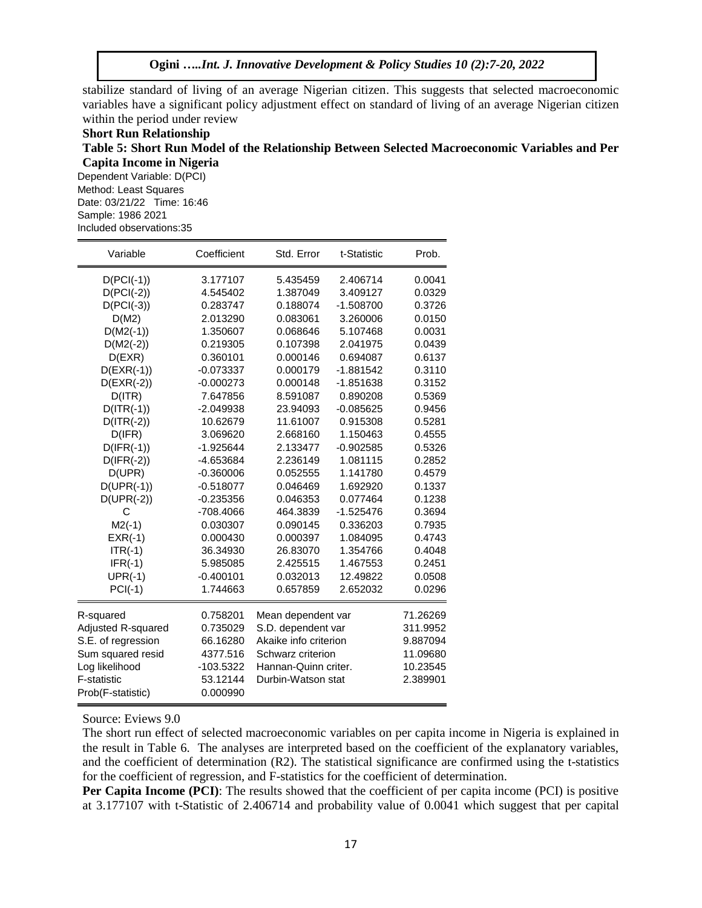stabilize standard of living of an average Nigerian citizen. This suggests that selected macroeconomic variables have a significant policy adjustment effect on standard of living of an average Nigerian citizen within the period under review

**Short Run Relationship**

**Table 5: Short Run Model of the Relationship Between Selected Macroeconomic Variables and Per Capita Income in Nigeria**

Dependent Variable: D(PCI)
Method: Least Squares
Date: 03/21/22 Time: 16:46
Sample: 1986 2021
Included observations:35

| Variable | Coefficient | Std. Error | t-Statistic | Prob. |
|---|---|---|---|---|
| D(PCI(-1)) | 3.177107 | 5.435459 | 2.406714 | 0.0041 |
| D(PCI(-2)) | 4.545402 | 1.387049 | 3.409127 | 0.0329 |
| D(PCI(-3)) | 0.283747 | 0.188074 | -1.508700 | 0.3726 |
| D(M2) | 2.013290 | 0.083061 | 3.260006 | 0.0150 |
| D(M2(-1)) | 1.350607 | 0.068646 | 5.107468 | 0.0031 |
| D(M2(-2)) | 0.219305 | 0.107398 | 2.041975 | 0.0439 |
| D(EXR) | 0.360101 | 0.000146 | 0.694087 | 0.6137 |
| D(EXR(-1)) | -0.073337 | 0.000179 | -1.881542 | 0.3110 |
| D(EXR(-2)) | -0.000273 | 0.000148 | -1.851638 | 0.3152 |
| D(ITR) | 7.647856 | 8.591087 | 0.890208 | 0.5369 |
| D(ITR(-1)) | -2.049938 | 23.94093 | -0.085625 | 0.9456 |
| D(ITR(-2)) | 10.62679 | 11.61007 | 0.915308 | 0.5281 |
| D(IFR) | 3.069620 | 2.668160 | 1.150463 | 0.4555 |
| D(IFR(-1)) | -1.925644 | 2.133477 | -0.902585 | 0.5326 |
| D(IFR(-2)) | -4.653684 | 2.236149 | 1.081115 | 0.2852 |
| D(UPR) | -0.360006 | 0.052555 | 1.141780 | 0.4579 |
| D(UPR(-1)) | -0.518077 | 0.046469 | 1.692920 | 0.1337 |
| D(UPR(-2)) | -0.235356 | 0.046353 | 0.077464 | 0.1238 |
| C | -708.4066 | 464.3839 | -1.525476 | 0.3694 |
| M2(-1) | 0.030307 | 0.090145 | 0.336203 | 0.7935 |
| EXR(-1) | 0.000430 | 0.000397 | 1.084095 | 0.4743 |
| ITR(-1) | 36.34930 | 26.83070 | 1.354766 | 0.4048 |
| IFR(-1) | 5.985085 | 2.425515 | 1.467553 | 0.2451 |
| UPR(-1) | -0.400101 | 0.032013 | 12.49822 | 0.0508 |
| PCI(-1) | 1.744663 | 0.657859 | 2.652032 | 0.0296 |

| | | | |
|---|---|---|---|
| R-squared | 0.758201 | Mean dependent var | 71.26269 |
| Adjusted R-squared | 0.735029 | S.D. dependent var | 311.9952 |
| S.E. of regression | 66.16280 | Akaike info criterion | 9.887094 |
| Sum squared resid | 4377.516 | Schwarz criterion | 11.09680 |
| Log likelihood | -103.5322 | Hannan-Quinn criter. | 10.23545 |
| F-statistic | 53.12144 | Durbin-Watson stat | 2.389901 |
| Prob(F-statistic) | 0.000990 | | |

Source: Eviews 9.0

The short run effect of selected macroeconomic variables on per capita income in Nigeria is explained in the result in Table 6. The analyses are interpreted based on the coefficient of the explanatory variables, and the coefficient of determination (R2). The statistical significance are confirmed using the t-statistics for the coefficient of regression, and F-statistics for the coefficient of determination.

**Per Capita Income (PCI)**: The results showed that the coefficient of per capita income (PCI) is positive at 3.177107 with t-Statistic of 2.406714 and probability value of 0.0041 which suggest that per capital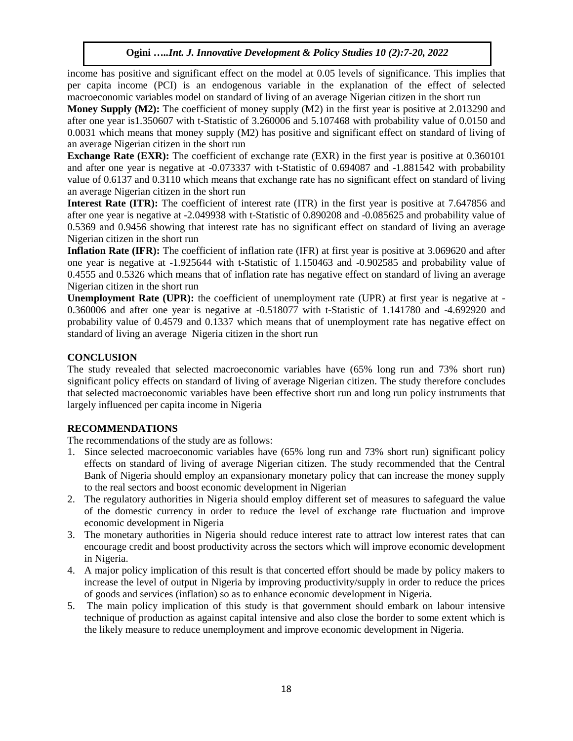income has positive and significant effect on the model at 0.05 levels of significance. This implies that per capita income (PCI) is an endogenous variable in the explanation of the effect of selected macroeconomic variables model on standard of living of an average Nigerian citizen in the short run

**Money Supply (M2):** The coefficient of money supply (M2) in the first year is positive at 2.013290 and after one year is1.350607 with t-Statistic of 3.260006 and 5.107468 with probability value of 0.0150 and 0.0031 which means that money supply (M2) has positive and significant effect on standard of living of an average Nigerian citizen in the short run

**Exchange Rate (EXR):** The coefficient of exchange rate (EXR) in the first year is positive at 0.360101 and after one year is negative at -0.073337 with t-Statistic of 0.694087 and -1.881542 with probability value of 0.6137 and 0.3110 which means that exchange rate has no significant effect on standard of living an average Nigerian citizen in the short run

**Interest Rate (ITR):** The coefficient of interest rate (ITR) in the first year is positive at 7.647856 and after one year is negative at -2.049938 with t-Statistic of 0.890208 and -0.085625 and probability value of 0.5369 and 0.9456 showing that interest rate has no significant effect on standard of living an average Nigerian citizen in the short run

**Inflation Rate (IFR):** The coefficient of inflation rate (IFR) at first year is positive at 3.069620 and after one year is negative at -1.925644 with t-Statistic of 1.150463 and -0.902585 and probability value of 0.4555 and 0.5326 which means that of inflation rate has negative effect on standard of living an average Nigerian citizen in the short run

**Unemployment Rate (UPR):** the coefficient of unemployment rate (UPR) at first year is negative at -0.360006 and after one year is negative at -0.518077 with t-Statistic of 1.141780 and -4.692920 and probability value of 0.4579 and 0.1337 which means that of unemployment rate has negative effect on standard of living an average Nigeria citizen in the short run

## CONCLUSION

The study revealed that selected macroeconomic variables have (65% long run and 73% short run) significant policy effects on standard of living of average Nigerian citizen. The study therefore concludes that selected macroeconomic variables have been effective short run and long run policy instruments that largely influenced per capita income in Nigeria

## RECOMMENDATIONS

The recommendations of the study are as follows:

1. Since selected macroeconomic variables have (65% long run and 73% short run) significant policy effects on standard of living of average Nigerian citizen. The study recommended that the Central Bank of Nigeria should employ an expansionary monetary policy that can increase the money supply to the real sectors and boost economic development in Nigerian
2. The regulatory authorities in Nigeria should employ different set of measures to safeguard the value of the domestic currency in order to reduce the level of exchange rate fluctuation and improve economic development in Nigeria
3. The monetary authorities in Nigeria should reduce interest rate to attract low interest rates that can encourage credit and boost productivity across the sectors which will improve economic development in Nigeria.
4. A major policy implication of this result is that concerted effort should be made by policy makers to increase the level of output in Nigeria by improving productivity/supply in order to reduce the prices of goods and services (inflation) so as to enhance economic development in Nigeria.
5. The main policy implication of this study is that government should embark on labour intensive technique of production as against capital intensive and also close the border to some extent which is the likely measure to reduce unemployment and improve economic development in Nigeria.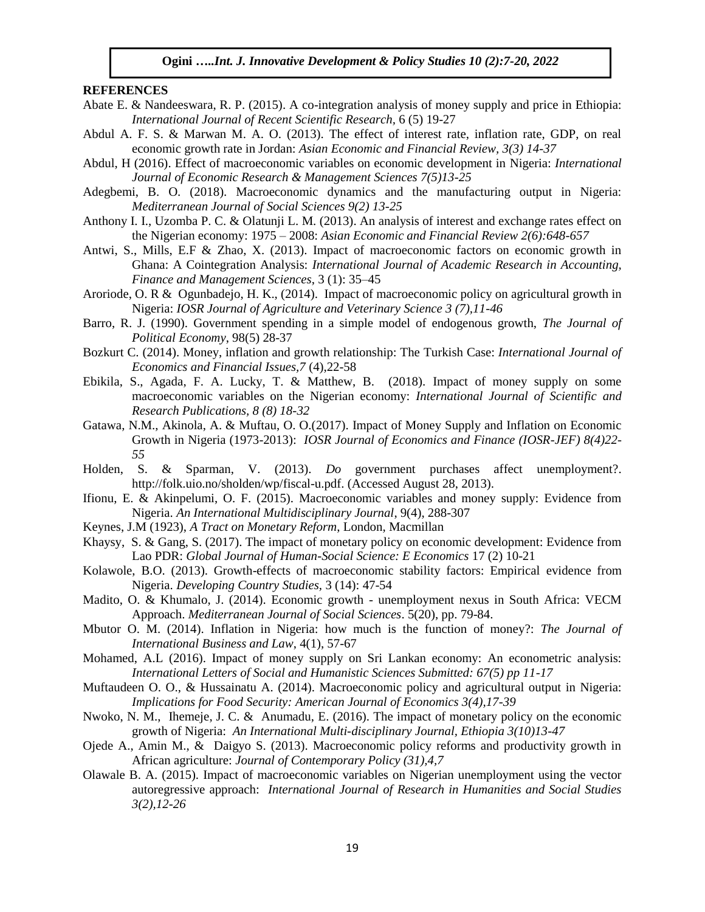**REFERENCES**

Abate E. & Nandeeswara, R. P. (2015). A co-integration analysis of money supply and price in Ethiopia: *International Journal of Recent Scientific Research,* 6 (5) 19-27

Abdul A. F. S. & Marwan M. A. O. (2013). The effect of interest rate, inflation rate, GDP, on real economic growth rate in Jordan: *Asian Economic and Financial Review, 3(3) 14-37*

Abdul, H (2016). Effect of macroeconomic variables on economic development in Nigeria: *International Journal of Economic Research & Management Sciences 7(5)13-25*

Adegbemi, B. O. (2018). Macroeconomic dynamics and the manufacturing output in Nigeria: *Mediterranean Journal of Social Sciences 9(2) 13-25*

Anthony I. I., Uzomba P. C. & Olatunji L. M. (2013). An analysis of interest and exchange rates effect on the Nigerian economy: 1975 – 2008: *Asian Economic and Financial Review 2(6):648-657*

Antwi, S., Mills, E.F & Zhao, X. (2013). Impact of macroeconomic factors on economic growth in Ghana: A Cointegration Analysis: *International Journal of Academic Research in Accounting, Finance and Management Sciences*, 3 (1): 35–45

Aroriode, O. R & Ogunbadejo, H. K., (2014). Impact of macroeconomic policy on agricultural growth in Nigeria: *IOSR Journal of Agriculture and Veterinary Science 3 (7),11-46*

Barro, R. J. (1990). Government spending in a simple model of endogenous growth, *The Journal of Political Economy*, 98(5) 28-37

Bozkurt C. (2014). Money, inflation and growth relationship: The Turkish Case: *International Journal of Economics and Financial Issues,7* (4),22-58

Ebikila, S., Agada, F. A. Lucky, T. & Matthew, B. (2018). Impact of money supply on some macroeconomic variables on the Nigerian economy: *International Journal of Scientific and Research Publications, 8 (8) 18-32*

Gatawa, N.M., Akinola, A. & Muftau, O. O.(2017). Impact of Money Supply and Inflation on Economic Growth in Nigeria (1973-2013): *IOSR Journal of Economics and Finance (IOSR-JEF) 8(4)22-55*

Holden, S. & Sparman, V. (2013). *Do* government purchases affect unemployment?. http://folk.uio.no/sholden/wp/fiscal-u.pdf. (Accessed August 28, 2013).

Ifionu, E. & Akinpelumi, O. F. (2015). Macroeconomic variables and money supply: Evidence from Nigeria. *An International Multidisciplinary Journal*, 9(4), 288-307

Keynes, J.M (1923), *A Tract on Monetary Reform*, London, Macmillan

Khaysy, S. & Gang, S. (2017). The impact of monetary policy on economic development: Evidence from Lao PDR: *Global Journal of Human-Social Science: E Economics* 17 (2) 10-21

Kolawole, B.O. (2013). Growth-effects of macroeconomic stability factors: Empirical evidence from Nigeria. *Developing Country Studies*, 3 (14): 47-54

Madito, O. & Khumalo, J. (2014). Economic growth - unemployment nexus in South Africa: VECM Approach. *Mediterranean Journal of Social Sciences*. 5(20), pp. 79-84.

Mbutor O. M. (2014). Inflation in Nigeria: how much is the function of money?: *The Journal of International Business and Law*, 4(1), 57-67

Mohamed, A.L (2016). Impact of money supply on Sri Lankan economy: An econometric analysis: *International Letters of Social and Humanistic Sciences Submitted: 67(5) pp 11-17*

Muftaudeen O. O., & Hussainatu A. (2014). Macroeconomic policy and agricultural output in Nigeria: *Implications for Food Security: American Journal of Economics 3(4),17-39*

Nwoko, N. M., Ihemeje, J. C. & Anumadu, E. (2016). The impact of monetary policy on the economic growth of Nigeria: *An International Multi-disciplinary Journal, Ethiopia 3(10)13-47*

Ojede A., Amin M., & Daigyo S. (2013). Macroeconomic policy reforms and productivity growth in African agriculture: *Journal of Contemporary Policy (31),4,7*

Olawale B. A. (2015). Impact of macroeconomic variables on Nigerian unemployment using the vector autoregressive approach: *International Journal of Research in Humanities and Social Studies 3(2),12-26*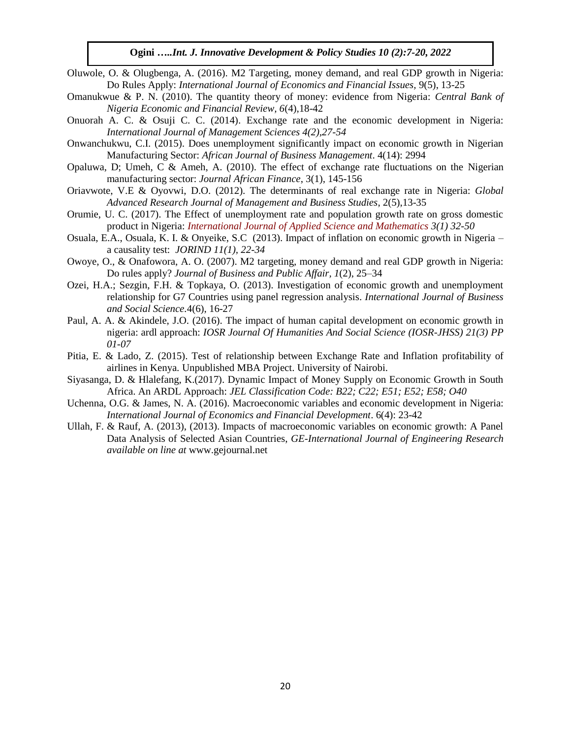Oluwole, O. & Olugbenga, A. (2016). M2 Targeting, money demand, and real GDP growth in Nigeria: Do Rules Apply: *International Journal of Economics and Financial Issues*, 9(5), 13-25

Omanukwue & P. N. (2010). The quantity theory of money: evidence from Nigeria: *Central Bank of Nigeria Economic and Financial Review, 6*(4),18-42

Onuorah A. C. & Osuji C. C. (2014). Exchange rate and the economic development in Nigeria: *International Journal of Management Sciences 4(2),27-54*

Onwanchukwu, C.I. (2015). Does unemployment significantly impact on economic growth in Nigerian Manufacturing Sector: *African Journal of Business Management*. 4(14): 2994

Opaluwa, D; Umeh, C & Ameh, A. (2010). The effect of exchange rate fluctuations on the Nigerian manufacturing sector: *Journal African Finance*, 3(1), 145-156

Oriavwote, V.E & Oyovwi, D.O. (2012). The determinants of real exchange rate in Nigeria: *Global Advanced Research Journal of Management and Business Studies*, 2(5),13-35

Orumie, U. C. (2017). The Effect of unemployment rate and population growth rate on gross domestic product in Nigeria: *International Journal of Applied Science and Mathematics 3(1) 32-50*

Osuala, E.A., Osuala, K. I. & Onyeike, S.C (2013). Impact of inflation on economic growth in Nigeria – a causality test: *JORIND 11(1), 22-34*

Owoye, O., & Onafowora, A. O. (2007). M2 targeting, money demand and real GDP growth in Nigeria: Do rules apply? *Journal of Business and Public Affair, 1*(2), 25–34

Ozei, H.A.; Sezgin, F.H. & Topkaya, O. (2013). Investigation of economic growth and unemployment relationship for G7 Countries using panel regression analysis. *International Journal of Business and Social Science*.4(6), 16-27

Paul, A. A. & Akindele, J.O. (2016). The impact of human capital development on economic growth in nigeria: ardl approach: *IOSR Journal Of Humanities And Social Science (IOSR-JHSS) 21(3) PP 01-07*

Pitia, E. & Lado, Z. (2015). Test of relationship between Exchange Rate and Inflation profitability of airlines in Kenya. Unpublished MBA Project. University of Nairobi.

Siyasanga, D. & Hlalefang, K.(2017). Dynamic Impact of Money Supply on Economic Growth in South Africa. An ARDL Approach: *JEL Classification Code: B22; C22; E51; E52; E58; O40*

Uchenna, O.G. & James, N. A. (2016). Macroeconomic variables and economic development in Nigeria: *International Journal of Economics and Financial Development*. 6(4): 23-42

Ullah, F. & Rauf, A. (2013), (2013). Impacts of macroeconomic variables on economic growth: A Panel Data Analysis of Selected Asian Countries, *GE-International Journal of Engineering Research available on line at* www.gejournal.net